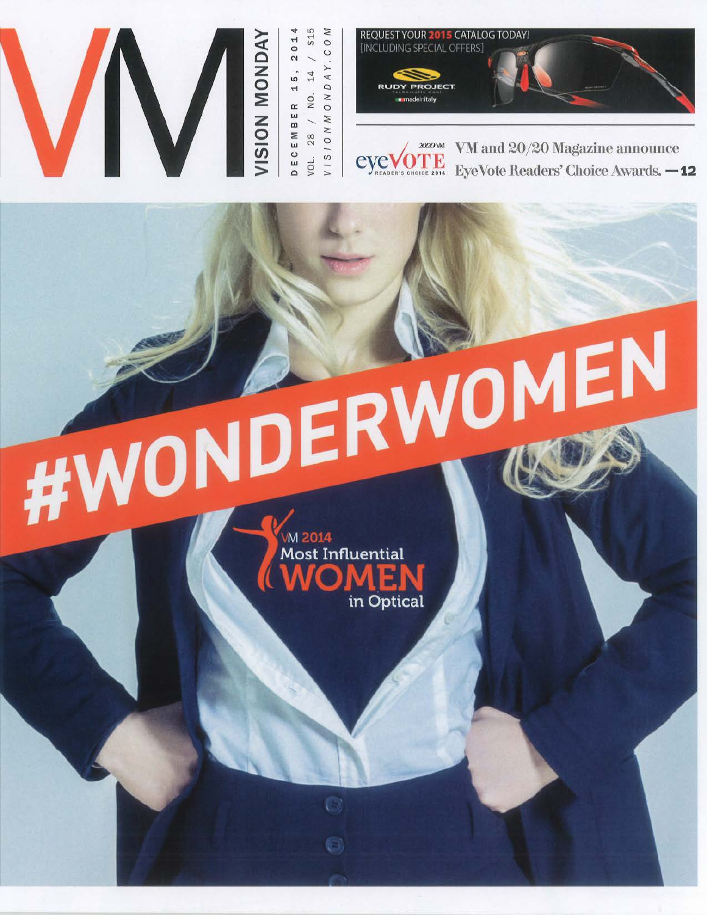# VM VISION MONDAY

DECEMBER 15, 2014
VOL. 28 / NO. 14 / $15
VISIONMONDAY.COM

REQUEST YOUR 2015 CATALOG TODAY!
[INCLUDING SPECIAL OFFERS]

RUDY PROJECT
made in italy

eyeVOTE READER'S CHOICE 2014 — 20/20 VM

VM and 20/20 Magazine announce EyeVote Readers' Choice Awards. —12

# #WONDERWOMEN

VM 2014
Most Influential
WOMEN
in Optical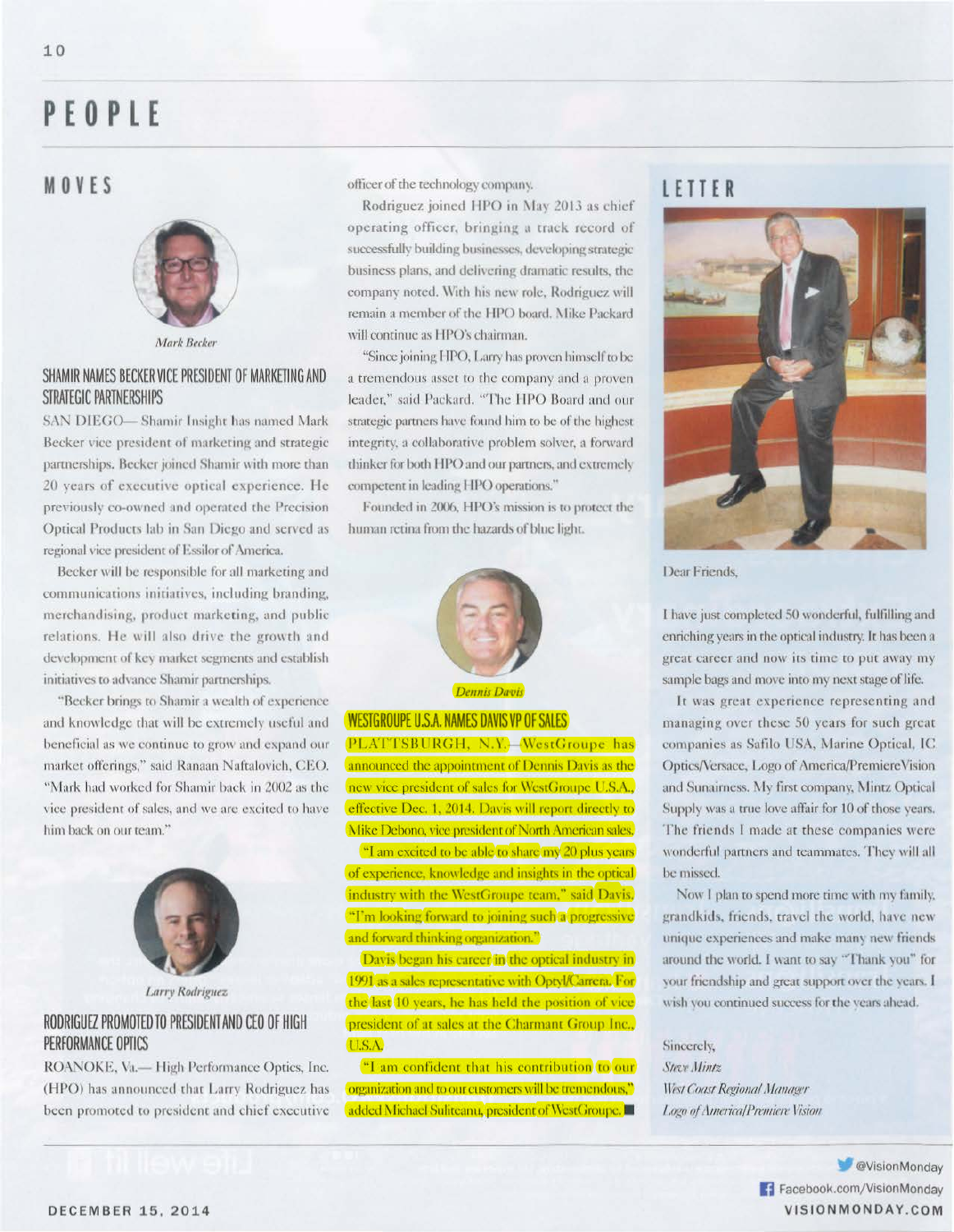# PEOPLE

## MOVES

*Mark Becker*

### SHAMIR NAMES BECKER VICE PRESIDENT OF MARKETING AND STRATEGIC PARTNERSHIPS

SAN DIEGO— Shamir Insight has named Mark Becker vice president of marketing and strategic partnerships. Becker joined Shamir with more than 20 years of executive optical experience. He previously co-owned and operated the Precision Optical Products lab in San Diego and served as regional vice president of Essilor of America.

Becker will be responsible for all marketing and communications initiatives, including branding, merchandising, product marketing, and public relations. He will also drive the growth and development of key market segments and establish initiatives to advance Shamir partnerships.

"Becker brings to Shamir a wealth of experience and knowledge that will be extremely useful and beneficial as we continue to grow and expand our market offerings," said Ranaan Naftalovich, CEO. "Mark had worked for Shamir back in 2002 as the vice president of sales, and we are excited to have him back on our team."

*Larry Rodriguez*

### RODRIGUEZ PROMOTED TO PRESIDENT AND CEO OF HIGH PERFORMANCE OPTICS

ROANOKE, Va.— High Performance Optics, Inc. (HPO) has announced that Larry Rodriguez has been promoted to president and chief executive officer of the technology company.

Rodriguez joined HPO in May 2013 as chief operating officer, bringing a track record of successfully building businesses, developing strategic business plans, and delivering dramatic results, the company noted. With his new role, Rodriguez will remain a member of the HPO board. Mike Packard will continue as HPO's chairman.

"Since joining HPO, Larry has proven himself to be a tremendous asset to the company and a proven leader," said Packard. "The HPO Board and our strategic partners have found him to be of the highest integrity, a collaborative problem solver, a forward thinker for both HPO and our partners, and extremely competent in leading HPO operations."

Founded in 2006, HPO's mission is to protect the human retina from the hazards of blue light.

*Dennis Davis*

### WESTGROUPE U.S.A. NAMES DAVIS VP OF SALES

PLATTSBURGH, N.Y.—WestGroupe has announced the appointment of Dennis Davis as the new vice president of sales for WestGroupe U.S.A., effective Dec. 1, 2014. Davis will report directly to Mike Debono, vice president of North American sales.

"I am excited to be able to share my 20 plus years of experience, knowledge and insights in the optical industry with the WestGroupe team," said Davis. "I'm looking forward to joining such a progressive and forward thinking organization."

Davis began his career in the optical industry in 1991 as a sales representative with Optyl/Carrera. For the last 10 years, he has held the position of vice president of at sales at the Charmant Group Inc., U.S.A.

"I am confident that his contribution to our organization and to our customers will be tremendous," added Michael Suliteanu, president of WestGroupe.

## LETTER

Dear Friends,

I have just completed 50 wonderful, fulfilling and enriching years in the optical industry. It has been a great career and now its time to put away my sample bags and move into my next stage of life.

It was great experience representing and managing over these 50 years for such great companies as Safilo USA, Marine Optical, IC Optics/Versace, Logo of America/PremiereVision and Sunairness. My first company, Mintz Optical Supply was a true love affair for 10 of those years. The friends I made at these companies were wonderful partners and teammates. They will all be missed.

Now I plan to spend more time with my family, grandkids, friends, travel the world, have new unique experiences and make many new friends around the world. I want to say "Thank you" for your friendship and great support over the years. I wish you continued success for the years ahead.

Sincerely,
*Steve Mintz*
*West Coast Regional Manager*
*Logo of America/Premiere Vision*